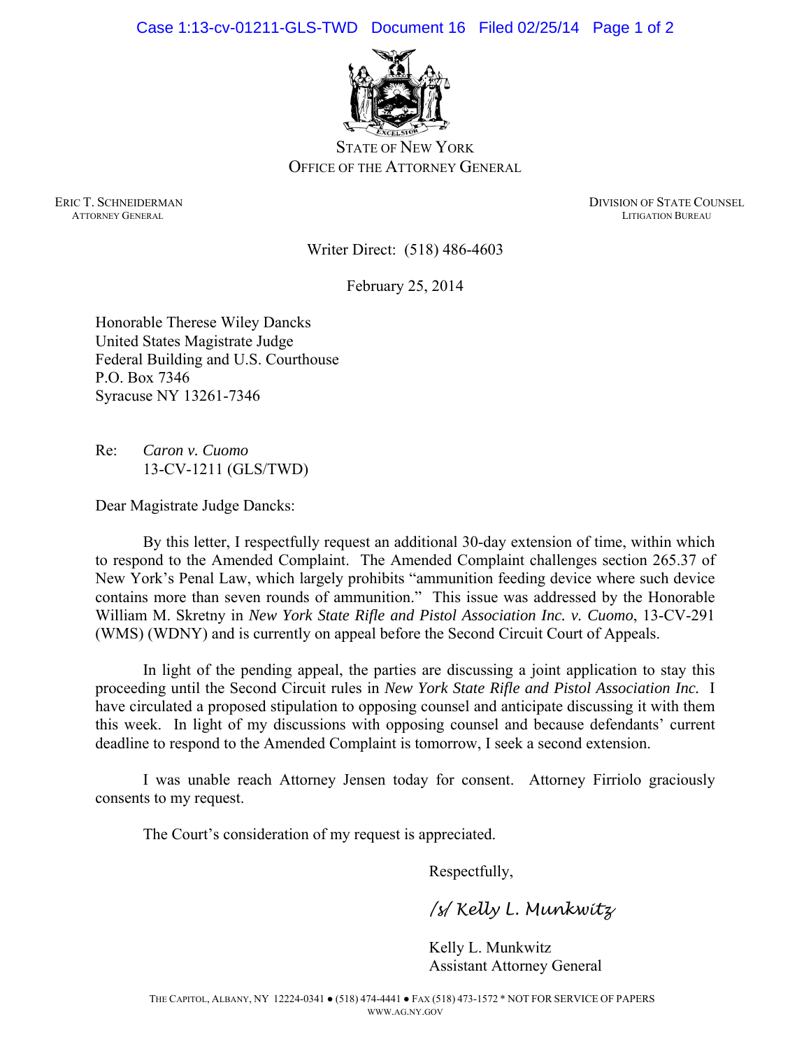STATE OF NEW YORK
OFFICE OF THE ATTORNEY GENERAL

ERIC T. SCHNEIDERMAN
ATTORNEY GENERAL

DIVISION OF STATE COUNSEL
LITIGATION BUREAU

Writer Direct: (518) 486-4603

February 25, 2014

Honorable Therese Wiley Dancks
United States Magistrate Judge
Federal Building and U.S. Courthouse
P.O. Box 7346
Syracuse NY 13261-7346

Re: *Caron v. Cuomo*
13-CV-1211 (GLS/TWD)

Dear Magistrate Judge Dancks:

By this letter, I respectfully request an additional 30-day extension of time, within which to respond to the Amended Complaint. The Amended Complaint challenges section 265.37 of New York's Penal Law, which largely prohibits "ammunition feeding device where such device contains more than seven rounds of ammunition." This issue was addressed by the Honorable William M. Skretny in *New York State Rifle and Pistol Association Inc. v. Cuomo*, 13-CV-291 (WMS) (WDNY) and is currently on appeal before the Second Circuit Court of Appeals.

In light of the pending appeal, the parties are discussing a joint application to stay this proceeding until the Second Circuit rules in *New York State Rifle and Pistol Association Inc.* I have circulated a proposed stipulation to opposing counsel and anticipate discussing it with them this week. In light of my discussions with opposing counsel and because defendants' current deadline to respond to the Amended Complaint is tomorrow, I seek a second extension.

I was unable reach Attorney Jensen today for consent. Attorney Firriolo graciously consents to my request.

The Court's consideration of my request is appreciated.

Respectfully,

/s/ Kelly L. Munkwitz

Kelly L. Munkwitz
Assistant Attorney General

THE CAPITOL, ALBANY, NY 12224-0341 ● (518) 474-4441 ● FAX (518) 473-1572 * NOT FOR SERVICE OF PAPERS
WWW.AG.NY.GOV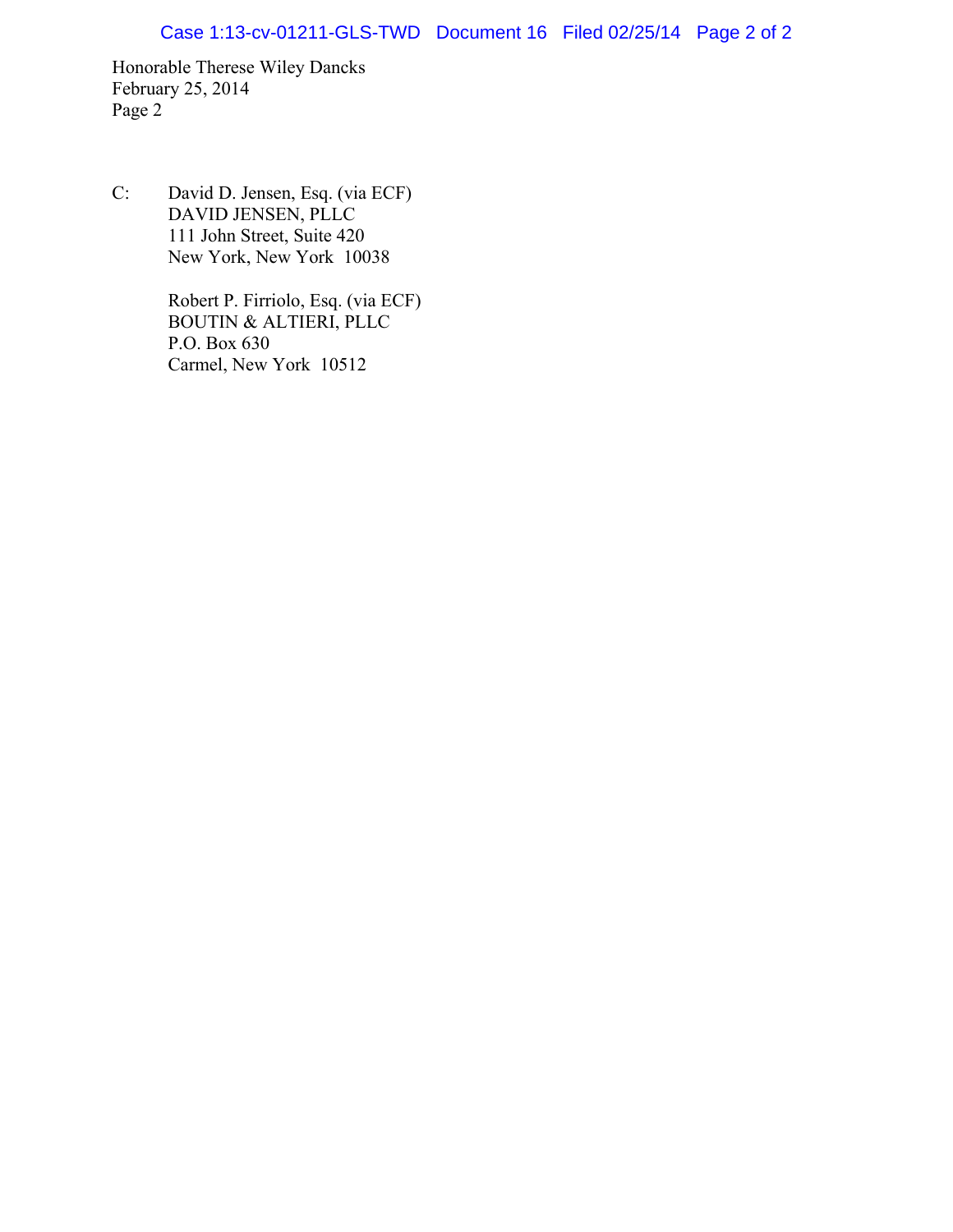Honorable Therese Wiley Dancks
February 25, 2014
Page 2

C: David D. Jensen, Esq. (via ECF)
DAVID JENSEN, PLLC
111 John Street, Suite 420
New York, New York 10038

Robert P. Firriolo, Esq. (via ECF)
BOUTIN & ALTIERI, PLLC
P.O. Box 630
Carmel, New York 10512